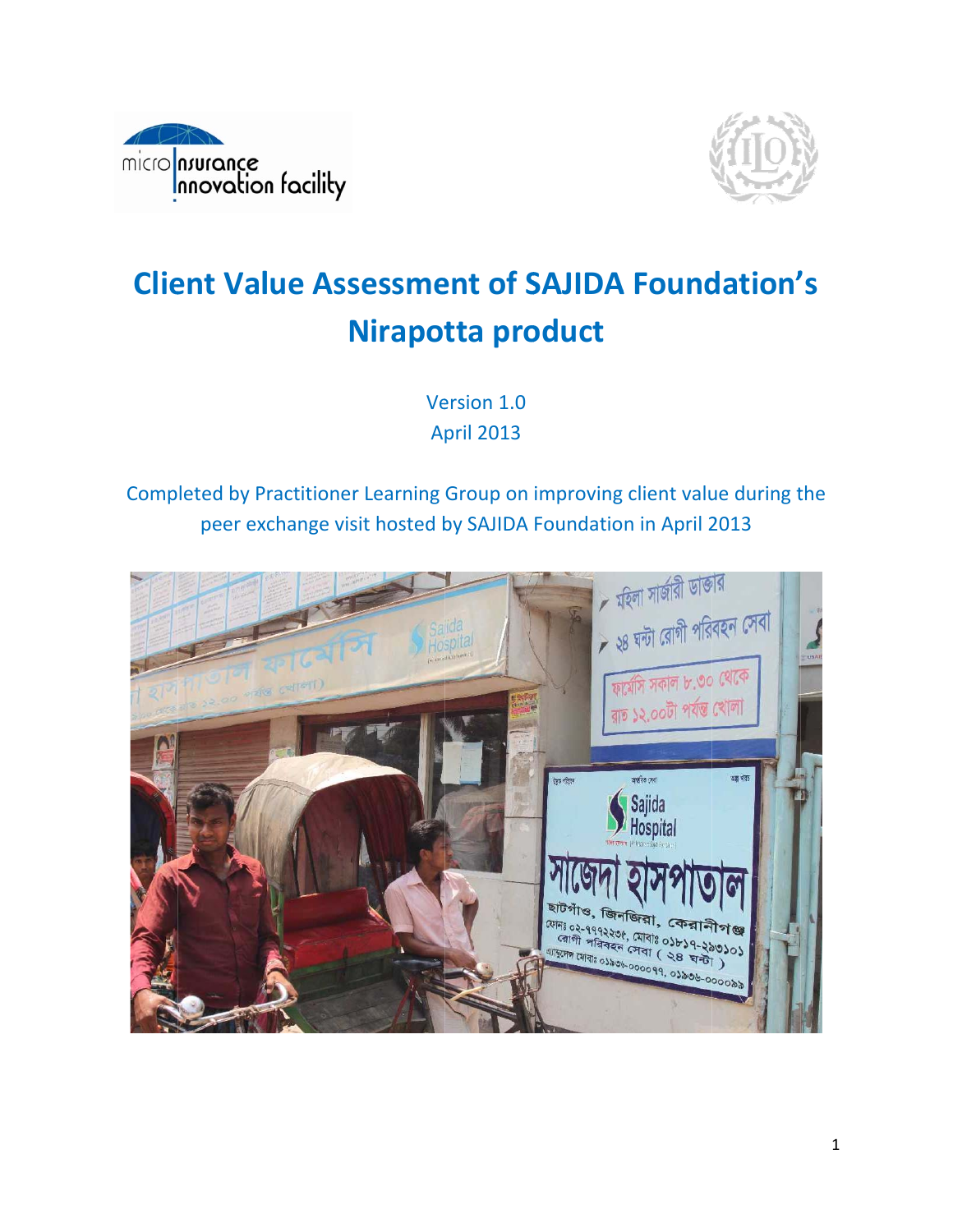# Client Value Assessment of SAJIDA Foundation's Nirapotta product

Version 1.0
April 2013

Completed by Practitioner Learning Group on improving client value during the peer exchange visit hosted by SAJIDA Foundation in April 2013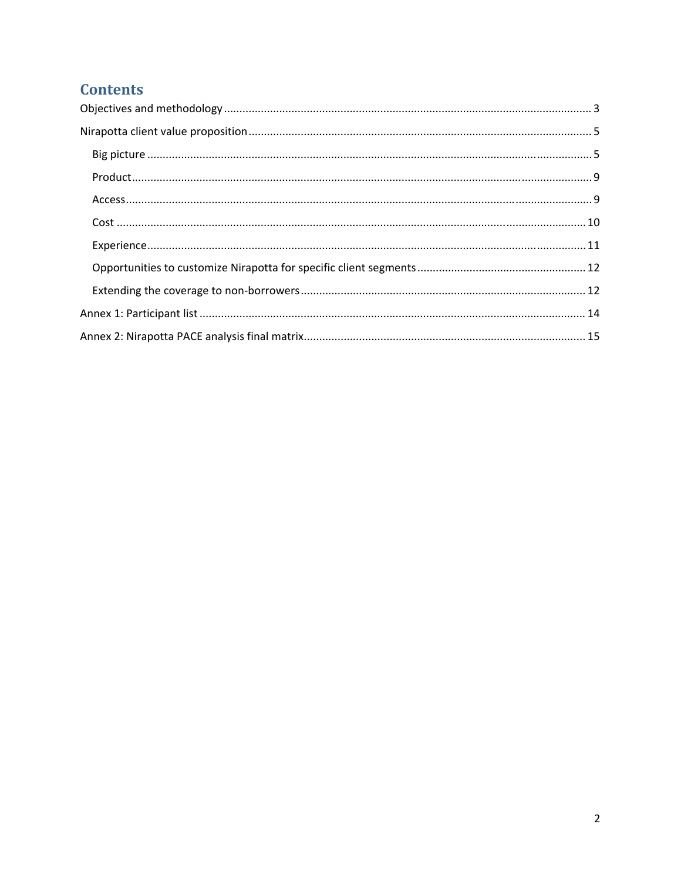# Contents

Objectives and methodology ........................................................................................................ 3

Nirapotta client value proposition ............................................................................................... 5

- Big picture ............................................................................................................................... 5
- Product ..................................................................................................................................... 9
- Access ...................................................................................................................................... 9
- Cost ........................................................................................................................................ 10
- Experience ............................................................................................................................. 11
- Opportunities to customize Nirapotta for specific client segments ...................................... 12
- Extending the coverage to non-borrowers ............................................................................ 12

Annex 1: Participant list ............................................................................................................. 14

Annex 2: Nirapotta PACE analysis final matrix ........................................................................... 15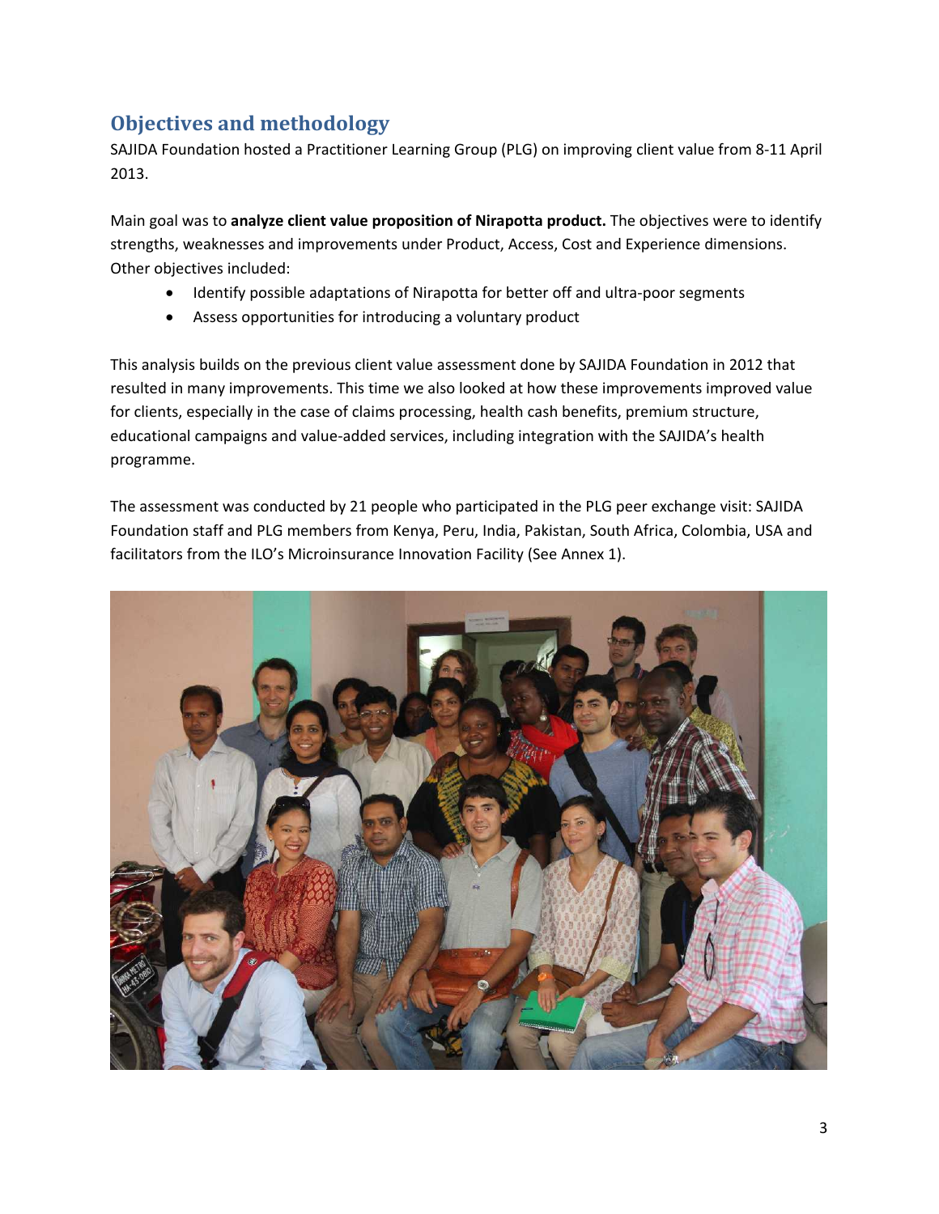## Objectives and methodology

SAJIDA Foundation hosted a Practitioner Learning Group (PLG) on improving client value from 8-11 April 2013.

Main goal was to **analyze client value proposition of Nirapotta product.** The objectives were to identify strengths, weaknesses and improvements under Product, Access, Cost and Experience dimensions. Other objectives included:

- Identify possible adaptations of Nirapotta for better off and ultra-poor segments
- Assess opportunities for introducing a voluntary product

This analysis builds on the previous client value assessment done by SAJIDA Foundation in 2012 that resulted in many improvements. This time we also looked at how these improvements improved value for clients, especially in the case of claims processing, health cash benefits, premium structure, educational campaigns and value-added services, including integration with the SAJIDA's health programme.

The assessment was conducted by 21 people who participated in the PLG peer exchange visit: SAJIDA Foundation staff and PLG members from Kenya, Peru, India, Pakistan, South Africa, Colombia, USA and facilitators from the ILO's Microinsurance Innovation Facility (See Annex 1).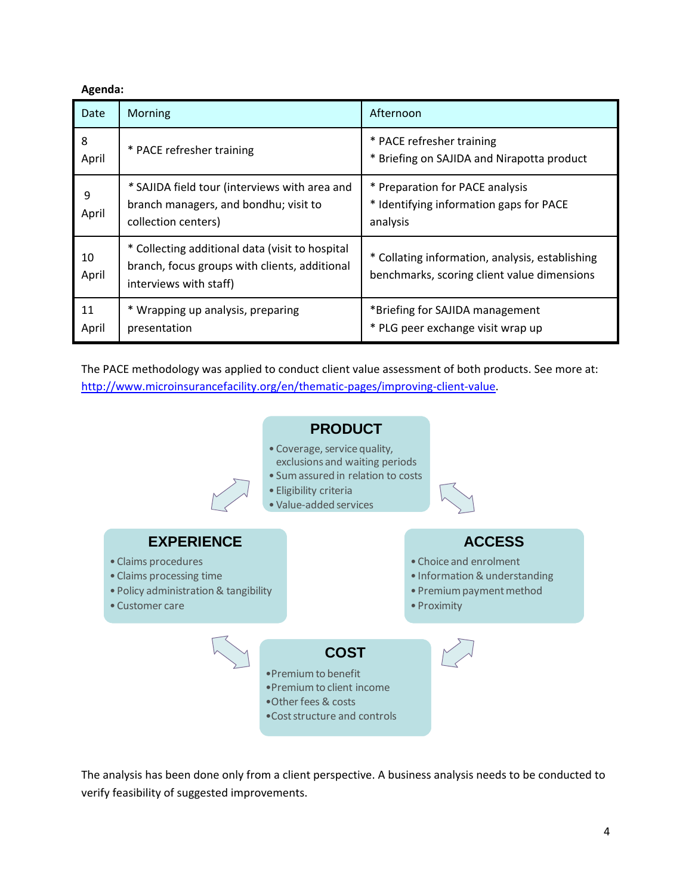**Agenda:**

| Date | Morning | Afternoon |
|---|---|---|
| 8 April | * PACE refresher training | * PACE refresher training<br>* Briefing on SAJIDA and Nirapotta product |
| 9 April | * SAJIDA field tour (interviews with area and branch managers, and bondhu; visit to collection centers) | * Preparation for PACE analysis<br>* Identifying information gaps for PACE analysis |
| 10 April | * Collecting additional data (visit to hospital branch, focus groups with clients, additional interviews with staff) | * Collating information, analysis, establishing benchmarks, scoring client value dimensions |
| 11 April | * Wrapping up analysis, preparing presentation | *Briefing for SAJIDA management<br>* PLG peer exchange visit wrap up |

The PACE methodology was applied to conduct client value assessment of both products. See more at: [http://www.microinsurancefacility.org/en/thematic-pages/improving-client-value](http://www.microinsurancefacility.org/en/thematic-pages/improving-client-value).

**PRODUCT**
- Coverage, service quality, exclusions and waiting periods
- Sum assured in relation to costs
- Eligibility criteria
- Value-added services

**EXPERIENCE**
- Claims procedures
- Claims processing time
- Policy administration & tangibility
- Customer care

**ACCESS**
- Choice and enrolment
- Information & understanding
- Premium payment method
- Proximity

**COST**
- Premium to benefit
- Premium to client income
- Other fees & costs
- Cost structure and controls

The analysis has been done only from a client perspective. A business analysis needs to be conducted to verify feasibility of suggested improvements.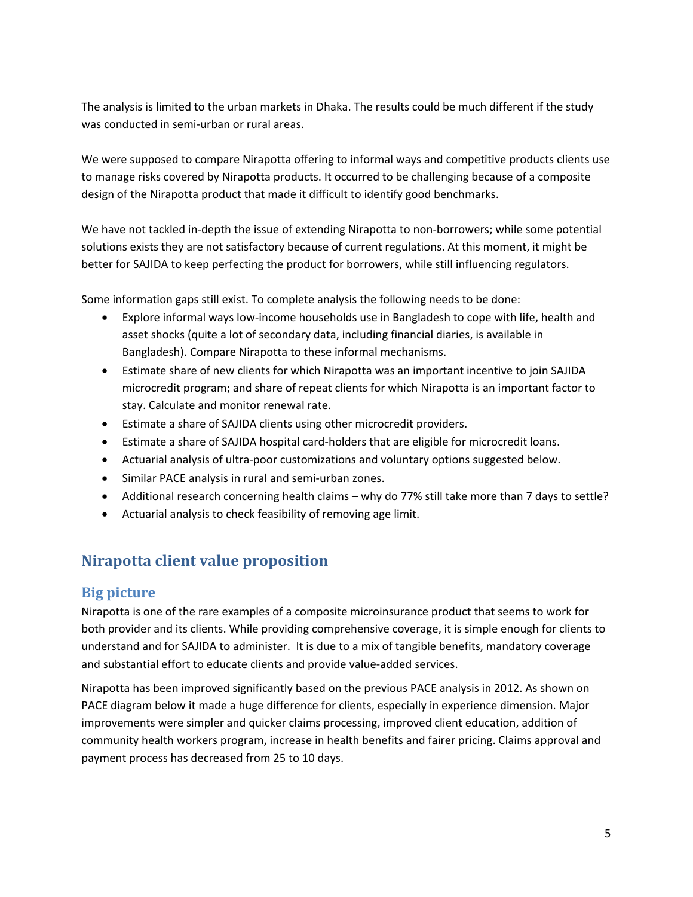The analysis is limited to the urban markets in Dhaka. The results could be much different if the study was conducted in semi-urban or rural areas.

We were supposed to compare Nirapotta offering to informal ways and competitive products clients use to manage risks covered by Nirapotta products. It occurred to be challenging because of a composite design of the Nirapotta product that made it difficult to identify good benchmarks.

We have not tackled in-depth the issue of extending Nirapotta to non-borrowers; while some potential solutions exists they are not satisfactory because of current regulations. At this moment, it might be better for SAJIDA to keep perfecting the product for borrowers, while still influencing regulators.

Some information gaps still exist. To complete analysis the following needs to be done:

- Explore informal ways low-income households use in Bangladesh to cope with life, health and asset shocks (quite a lot of secondary data, including financial diaries, is available in Bangladesh). Compare Nirapotta to these informal mechanisms.
- Estimate share of new clients for which Nirapotta was an important incentive to join SAJIDA microcredit program; and share of repeat clients for which Nirapotta is an important factor to stay. Calculate and monitor renewal rate.
- Estimate a share of SAJIDA clients using other microcredit providers.
- Estimate a share of SAJIDA hospital card-holders that are eligible for microcredit loans.
- Actuarial analysis of ultra-poor customizations and voluntary options suggested below.
- Similar PACE analysis in rural and semi-urban zones.
- Additional research concerning health claims – why do 77% still take more than 7 days to settle?
- Actuarial analysis to check feasibility of removing age limit.

## Nirapotta client value proposition

### Big picture

Nirapotta is one of the rare examples of a composite microinsurance product that seems to work for both provider and its clients. While providing comprehensive coverage, it is simple enough for clients to understand and for SAJIDA to administer. It is due to a mix of tangible benefits, mandatory coverage and substantial effort to educate clients and provide value-added services.

Nirapotta has been improved significantly based on the previous PACE analysis in 2012. As shown on PACE diagram below it made a huge difference for clients, especially in experience dimension. Major improvements were simpler and quicker claims processing, improved client education, addition of community health workers program, increase in health benefits and fairer pricing. Claims approval and payment process has decreased from 25 to 10 days.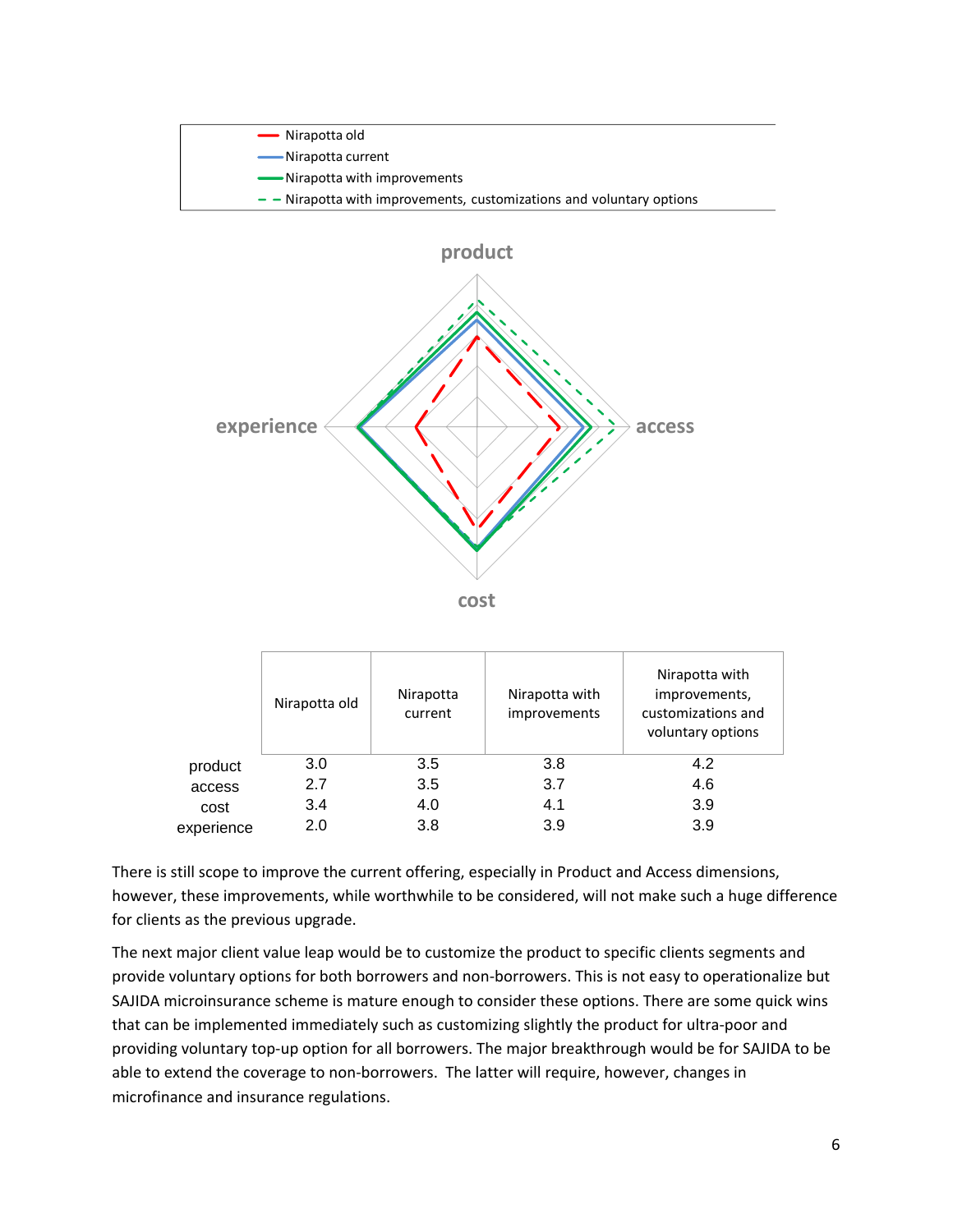| | Nirapotta old | Nirapotta current | Nirapotta with improvements | Nirapotta with improvements, customizations and voluntary options |
|---|---|---|---|---|
| product | 3.0 | 3.5 | 3.8 | 4.2 |
| access | 2.7 | 3.5 | 3.7 | 4.6 |
| cost | 3.4 | 4.0 | 4.1 | 3.9 |
| experience | 2.0 | 3.8 | 3.9 | 3.9 |

There is still scope to improve the current offering, especially in Product and Access dimensions, however, these improvements, while worthwhile to be considered, will not make such a huge difference for clients as the previous upgrade.

The next major client value leap would be to customize the product to specific clients segments and provide voluntary options for both borrowers and non-borrowers. This is not easy to operationalize but SAJIDA microinsurance scheme is mature enough to consider these options. There are some quick wins that can be implemented immediately such as customizing slightly the product for ultra-poor and providing voluntary top-up option for all borrowers. The major breakthrough would be for SAJIDA to be able to extend the coverage to non-borrowers. The latter will require, however, changes in microfinance and insurance regulations.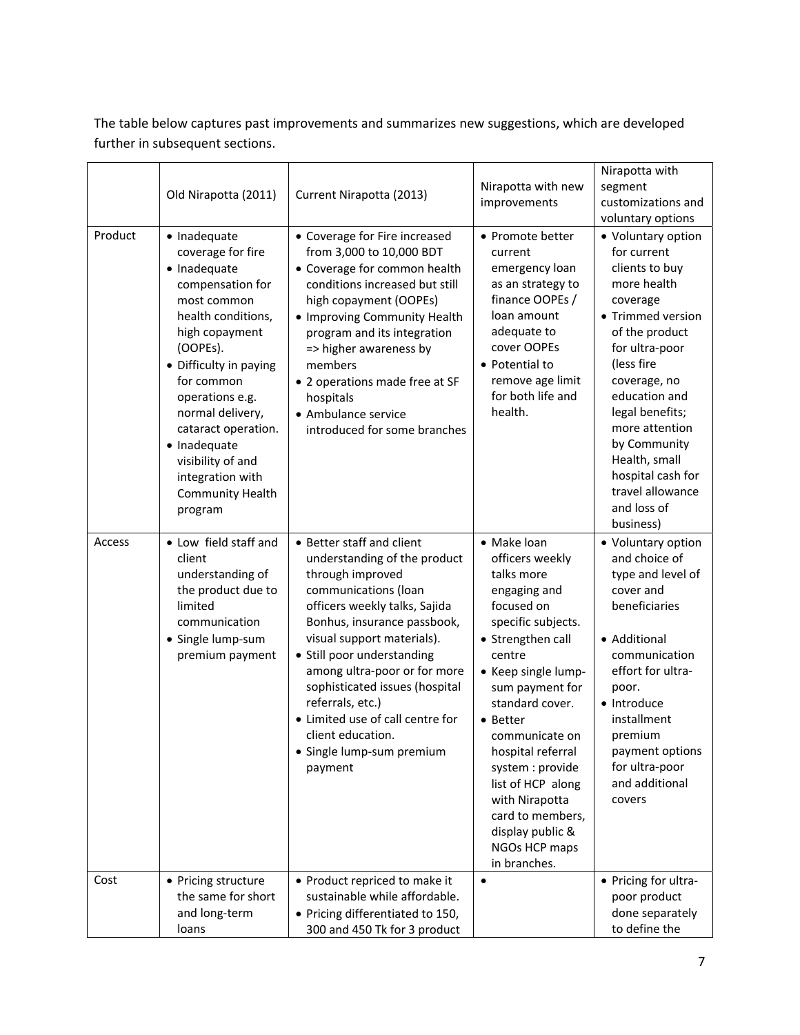The table below captures past improvements and summarizes new suggestions, which are developed further in subsequent sections.

| | Old Nirapotta (2011) | Current Nirapotta (2013) | Nirapotta with new improvements | Nirapotta with segment customizations and voluntary options |
|---|---|---|---|---|
| Product | • Inadequate coverage for fire<br>• Inadequate compensation for most common health conditions, high copayment (OOPEs).<br>• Difficulty in paying for common operations e.g. normal delivery, cataract operation.<br>• Inadequate visibility of and integration with Community Health program | • Coverage for Fire increased from 3,000 to 10,000 BDT<br>• Coverage for common health conditions increased but still high copayment (OOPEs)<br>• Improving Community Health program and its integration => higher awareness by members<br>• 2 operations made free at SF hospitals<br>• Ambulance service introduced for some branches | • Promote better current emergency loan as an strategy to finance OOPEs / loan amount adequate to cover OOPEs<br>• Potential to remove age limit for both life and health. | • Voluntary option for current clients to buy more health coverage<br>• Trimmed version of the product for ultra-poor (less fire coverage, no education and legal benefits; more attention by Community Health, small hospital cash for travel allowance and loss of business) |
| Access | • Low field staff and client understanding of the product due to limited communication<br>• Single lump-sum premium payment | • Better staff and client understanding of the product through improved communications (loan officers weekly talks, Sajida Bonhus, insurance passbook, visual support materials).<br>• Still poor understanding among ultra-poor or for more sophisticated issues (hospital referrals, etc.)<br>• Limited use of call centre for client education.<br>• Single lump-sum premium payment | • Make loan officers weekly talks more engaging and focused on specific subjects.<br>• Strengthen call centre<br>• Keep single lump-sum payment for standard cover.<br>• Better communicate on hospital referral system : provide list of HCP along with Nirapotta card to members, display public & NGOs HCP maps in branches. | • Voluntary option and choice of type and level of cover and beneficiaries<br><br>• Additional communication effort for ultra-poor.<br>• Introduce installment premium payment options for ultra-poor and additional covers |
| Cost | • Pricing structure the same for short and long-term loans | • Product repriced to make it sustainable while affordable.<br>• Pricing differentiated to 150, 300 and 450 Tk for 3 product | • | • Pricing for ultra-poor product done separately to define the |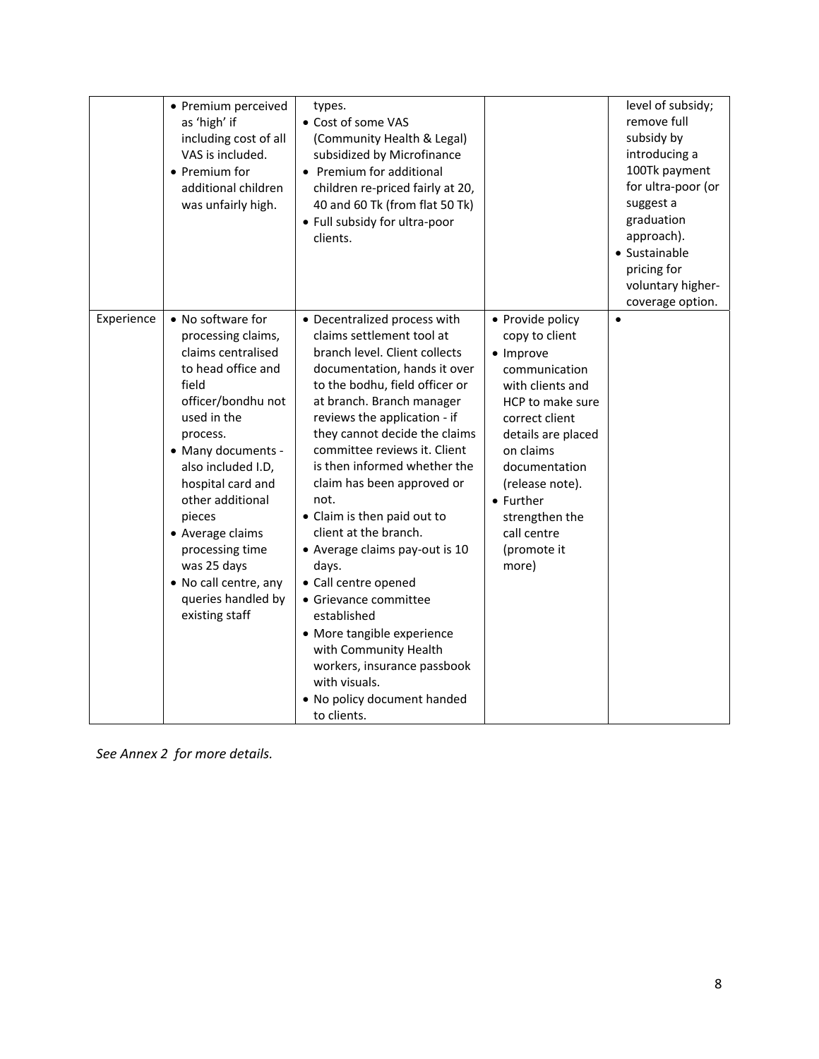| | | | | |
|---|---|---|---|---|
| | • Premium perceived as 'high' if including cost of all VAS is included.<br>• Premium for additional children was unfairly high. | types.<br>• Cost of some VAS (Community Health & Legal) subsidized by Microfinance<br>• Premium for additional children re-priced fairly at 20, 40 and 60 Tk (from flat 50 Tk)<br>• Full subsidy for ultra-poor clients. | | level of subsidy; remove full subsidy by introducing a 100Tk payment for ultra-poor (or suggest a graduation approach).<br>• Sustainable pricing for voluntary higher-coverage option. |
| Experience | • No software for processing claims, claims centralised to head office and field officer/bondhu not used in the process.<br>• Many documents - also included I.D, hospital card and other additional pieces<br>• Average claims processing time was 25 days<br>• No call centre, any queries handled by existing staff | • Decentralized process with claims settlement tool at branch level. Client collects documentation, hands it over to the bodhu, field officer or at branch. Branch manager reviews the application - if they cannot decide the claims committee reviews it. Client is then informed whether the claim has been approved or not.<br>• Claim is then paid out to client at the branch.<br>• Average claims pay-out is 10 days.<br>• Call centre opened<br>• Grievance committee established<br>• More tangible experience with Community Health workers, insurance passbook with visuals.<br>• No policy document handed to clients. | • Provide policy copy to client<br>• Improve communication with clients and HCP to make sure correct client details are placed on claims documentation (release note).<br>• Further strengthen the call centre (promote it more) | • |

*See Annex 2 for more details.*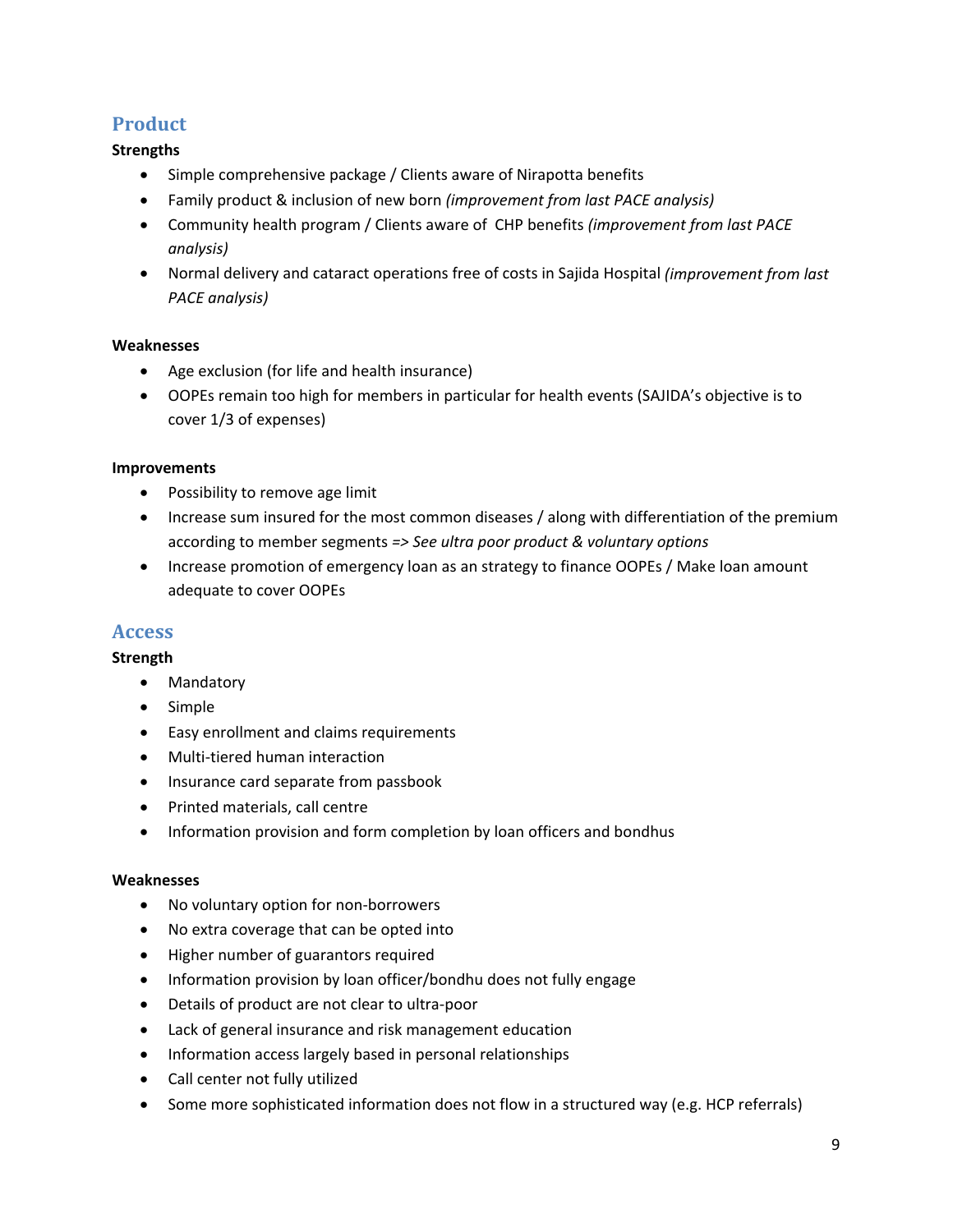## Product

**Strengths**

- Simple comprehensive package / Clients aware of Nirapotta benefits
- Family product & inclusion of new born *(improvement from last PACE analysis)*
- Community health program / Clients aware of CHP benefits *(improvement from last PACE analysis)*
- Normal delivery and cataract operations free of costs in Sajida Hospital *(improvement from last PACE analysis)*

**Weaknesses**

- Age exclusion (for life and health insurance)
- OOPEs remain too high for members in particular for health events (SAJIDA's objective is to cover 1/3 of expenses)

**Improvements**

- Possibility to remove age limit
- Increase sum insured for the most common diseases / along with differentiation of the premium according to member segments *=> See ultra poor product & voluntary options*
- Increase promotion of emergency loan as an strategy to finance OOPEs / Make loan amount adequate to cover OOPEs

## Access

**Strength**

- Mandatory
- Simple
- Easy enrollment and claims requirements
- Multi-tiered human interaction
- Insurance card separate from passbook
- Printed materials, call centre
- Information provision and form completion by loan officers and bondhus

**Weaknesses**

- No voluntary option for non-borrowers
- No extra coverage that can be opted into
- Higher number of guarantors required
- Information provision by loan officer/bondhu does not fully engage
- Details of product are not clear to ultra-poor
- Lack of general insurance and risk management education
- Information access largely based in personal relationships
- Call center not fully utilized
- Some more sophisticated information does not flow in a structured way (e.g. HCP referrals)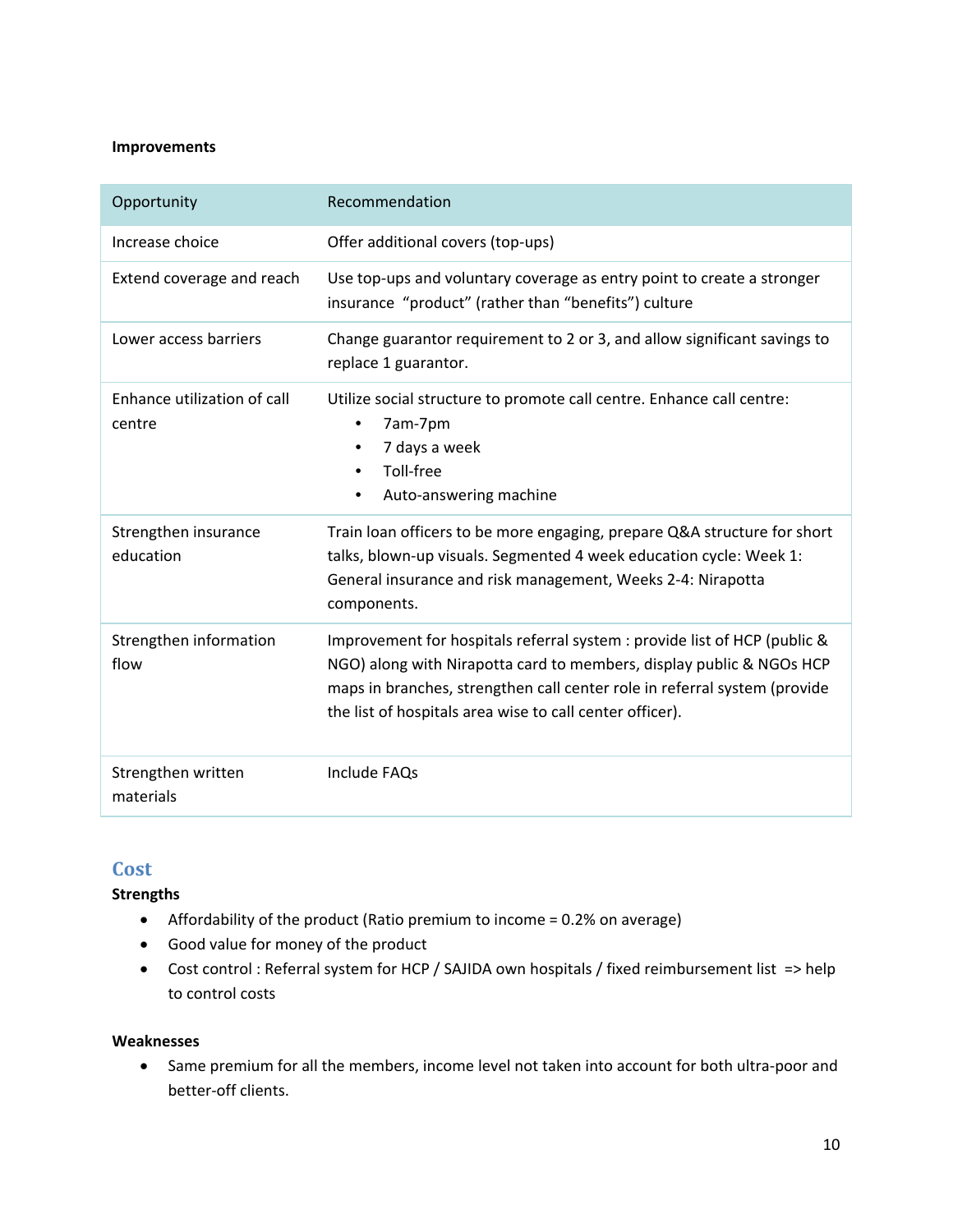**Improvements**

| Opportunity | Recommendation |
|---|---|
| Increase choice | Offer additional covers (top-ups) |
| Extend coverage and reach | Use top-ups and voluntary coverage as entry point to create a stronger insurance "product" (rather than "benefits") culture |
| Lower access barriers | Change guarantor requirement to 2 or 3, and allow significant savings to replace 1 guarantor. |
| Enhance utilization of call centre | Utilize social structure to promote call centre. Enhance call centre: • 7am-7pm • 7 days a week • Toll-free • Auto-answering machine |
| Strengthen insurance education | Train loan officers to be more engaging, prepare Q&A structure for short talks, blown-up visuals. Segmented 4 week education cycle: Week 1: General insurance and risk management, Weeks 2-4: Nirapotta components. |
| Strengthen information flow | Improvement for hospitals referral system : provide list of HCP (public & NGO) along with Nirapotta card to members, display public & NGOs HCP maps in branches, strengthen call center role in referral system (provide the list of hospitals area wise to call center officer). |
| Strengthen written materials | Include FAQs |

## Cost

**Strengths**

- Affordability of the product (Ratio premium to income = 0.2% on average)
- Good value for money of the product
- Cost control : Referral system for HCP / SAJIDA own hospitals / fixed reimbursement list => help to control costs

**Weaknesses**

- Same premium for all the members, income level not taken into account for both ultra-poor and better-off clients.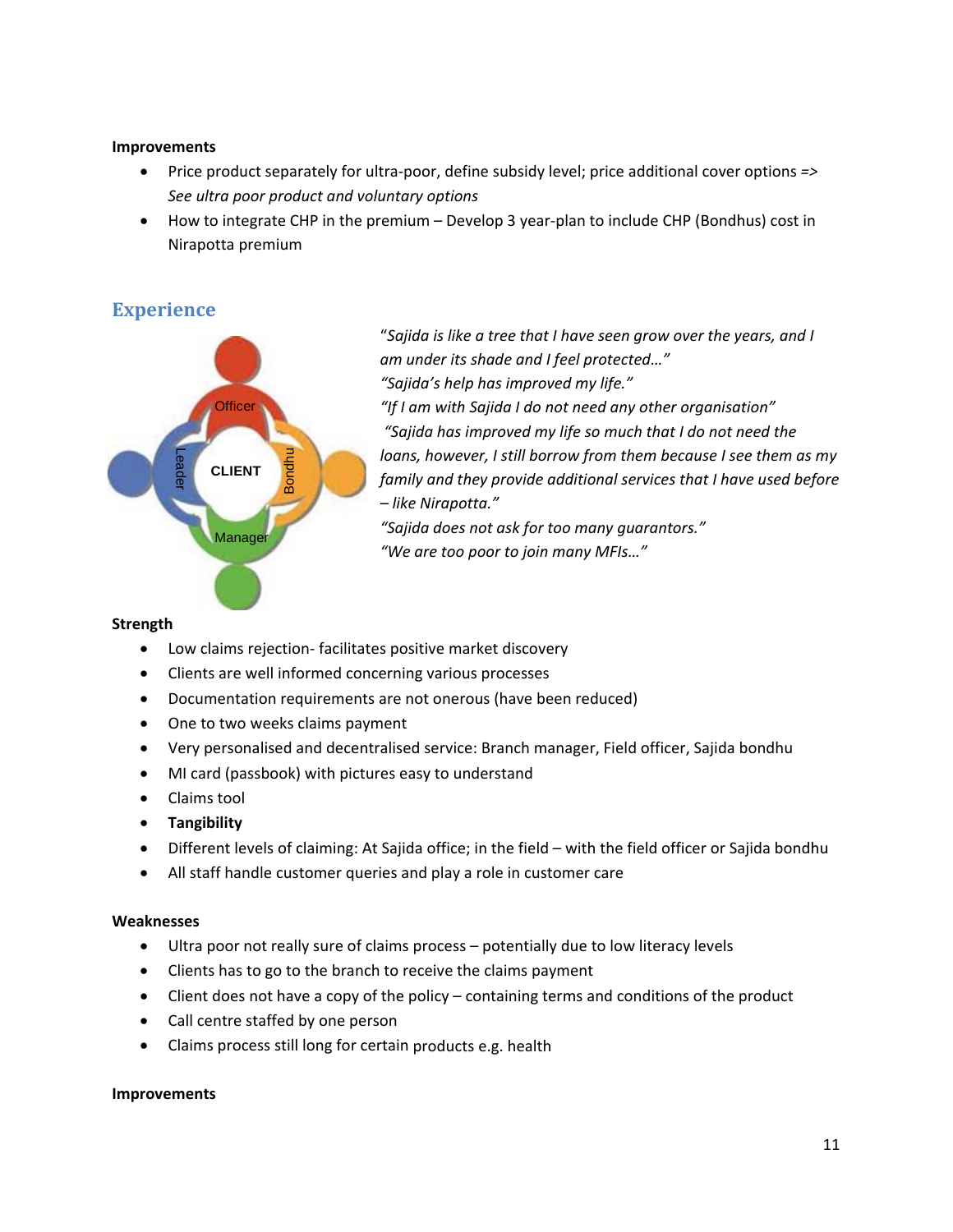**Improvements**

- Price product separately for ultra-poor, define subsidy level; price additional cover options => *See ultra poor product and voluntary options*
- How to integrate CHP in the premium – Develop 3 year-plan to include CHP (Bondhus) cost in Nirapotta premium

## Experience

Officer
Leader
CLIENT
Bondhu
Manager

*"Sajida is like a tree that I have seen grow over the years, and I am under its shade and I feel protected…"*
*"Sajida's help has improved my life."*
*"If I am with Sajida I do not need any other organisation"*
*"Sajida has improved my life so much that I do not need the loans, however, I still borrow from them because I see them as my family and they provide additional services that I have used before – like Nirapotta."*
*"Sajida does not ask for too many guarantors."*
*"We are too poor to join many MFIs…"*

**Strength**

- Low claims rejection- facilitates positive market discovery
- Clients are well informed concerning various processes
- Documentation requirements are not onerous (have been reduced)
- One to two weeks claims payment
- Very personalised and decentralised service: Branch manager, Field officer, Sajida bondhu
- MI card (passbook) with pictures easy to understand
- Claims tool
- **Tangibility**
- Different levels of claiming: At Sajida office; in the field – with the field officer or Sajida bondhu
- All staff handle customer queries and play a role in customer care

**Weaknesses**

- Ultra poor not really sure of claims process – potentially due to low literacy levels
- Clients has to go to the branch to receive the claims payment
- Client does not have a copy of the policy – containing terms and conditions of the product
- Call centre staffed by one person
- Claims process still long for certain products e.g. health

**Improvements**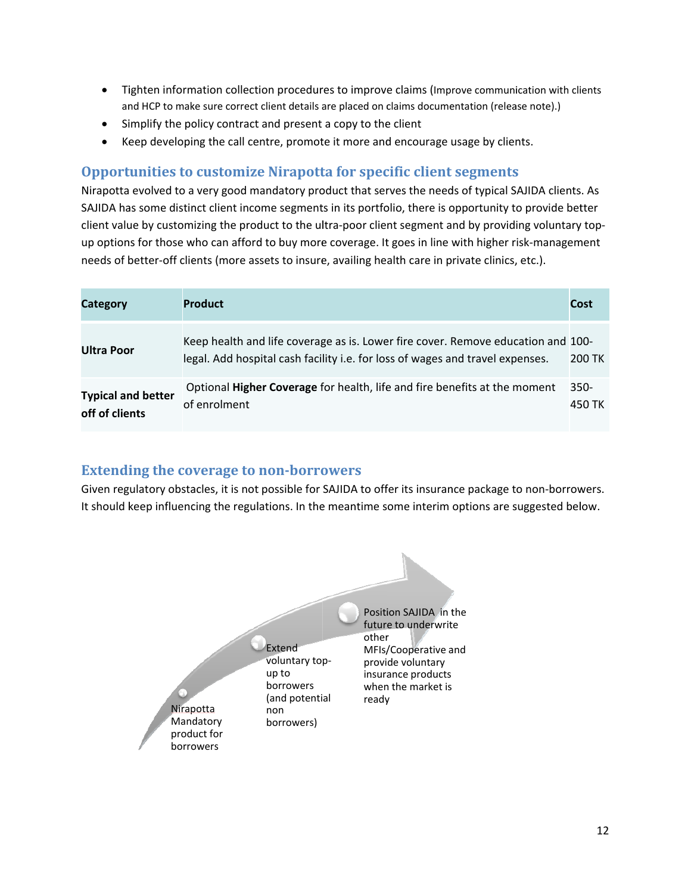- Tighten information collection procedures to improve claims (Improve communication with clients and HCP to make sure correct client details are placed on claims documentation (release note).)
- Simplify the policy contract and present a copy to the client
- Keep developing the call centre, promote it more and encourage usage by clients.

## Opportunities to customize Nirapotta for specific client segments

Nirapotta evolved to a very good mandatory product that serves the needs of typical SAJIDA clients. As SAJIDA has some distinct client income segments in its portfolio, there is opportunity to provide better client value by customizing the product to the ultra-poor client segment and by providing voluntary top-up options for those who can afford to buy more coverage. It goes in line with higher risk-management needs of better-off clients (more assets to insure, availing health care in private clinics, etc.).

| Category | Product | Cost |
|---|---|---|
| **Ultra Poor** | Keep health and life coverage as is. Lower fire cover. Remove education and legal. Add hospital cash facility i.e. for loss of wages and travel expenses. | 100-200 TK |
| **Typical and better off of clients** | Optional **Higher Coverage** for health, life and fire benefits at the moment of enrolment | 350-450 TK |

## Extending the coverage to non-borrowers

Given regulatory obstacles, it is not possible for SAJIDA to offer its insurance package to non-borrowers. It should keep influencing the regulations. In the meantime some interim options are suggested below.

- Nirapotta Mandatory product for borrowers
- Extend voluntary top-up to borrowers (and potential non borrowers)
- Position SAJIDA in the future to underwrite other MFIs/Cooperative and provide voluntary insurance products when the market is ready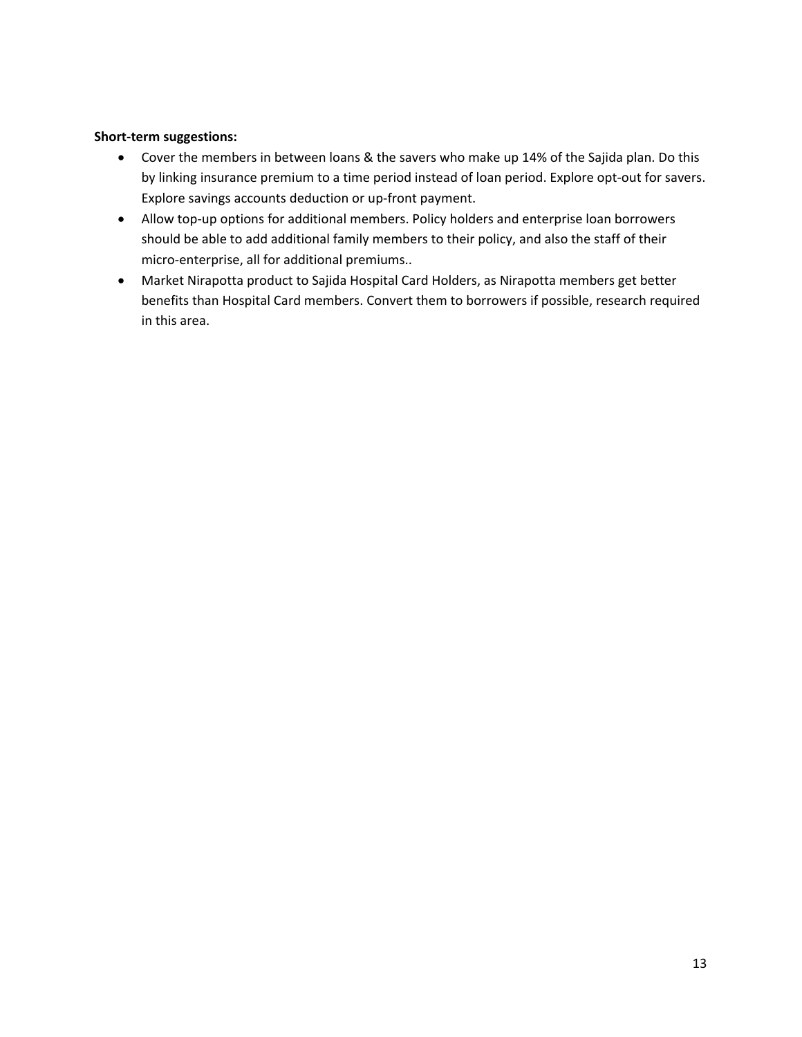**Short-term suggestions:**

- Cover the members in between loans & the savers who make up 14% of the Sajida plan. Do this by linking insurance premium to a time period instead of loan period. Explore opt-out for savers. Explore savings accounts deduction or up-front payment.
- Allow top-up options for additional members. Policy holders and enterprise loan borrowers should be able to add additional family members to their policy, and also the staff of their micro-enterprise, all for additional premiums..
- Market Nirapotta product to Sajida Hospital Card Holders, as Nirapotta members get better benefits than Hospital Card members. Convert them to borrowers if possible, research required in this area.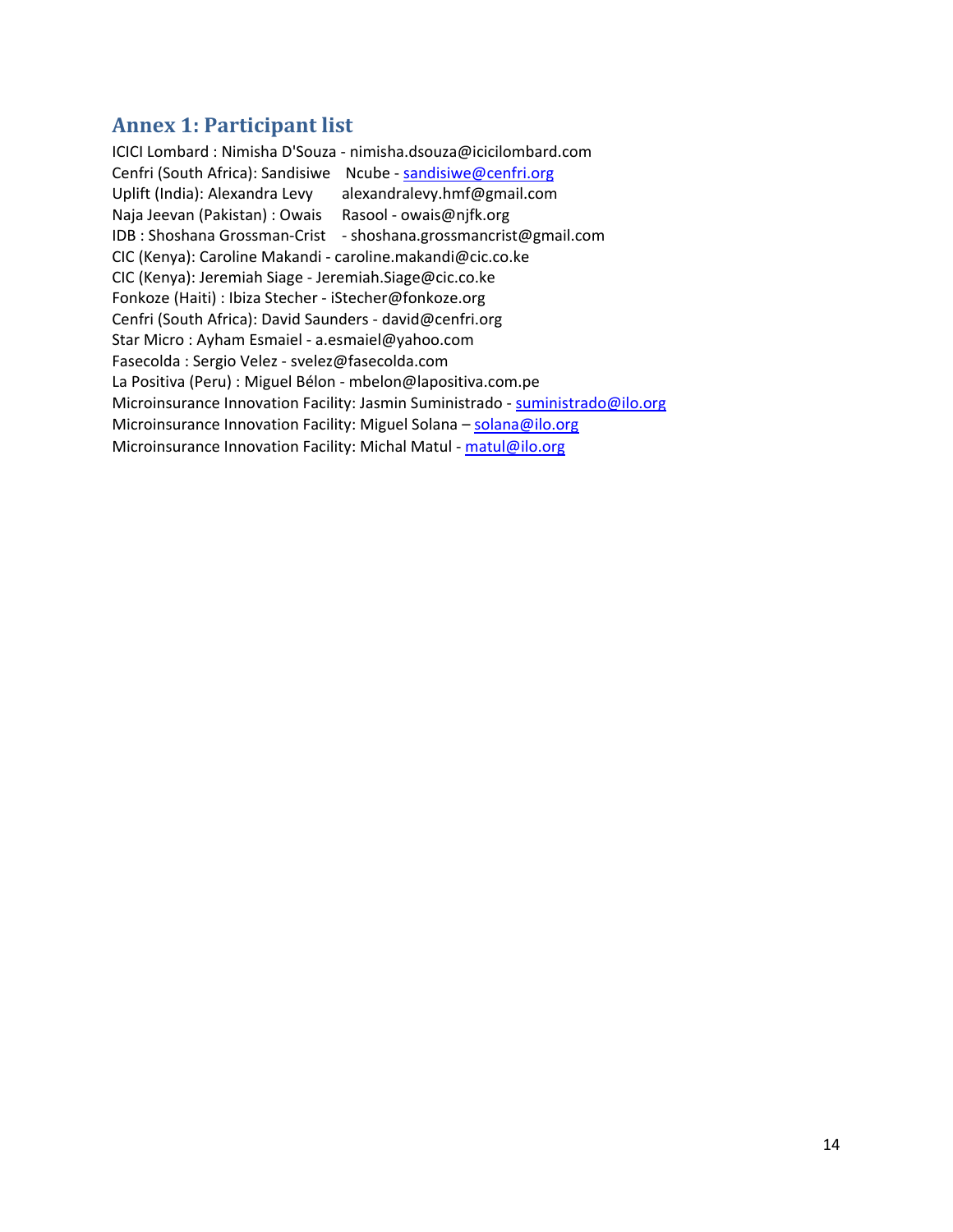## Annex 1: Participant list

ICICI Lombard : Nimisha D'Souza - nimisha.dsouza@icicilombard.com
Cenfri (South Africa): Sandisiwe Ncube - sandisiwe@cenfri.org
Uplift (India): Alexandra Levy alexandralevy.hmf@gmail.com
Naja Jeevan (Pakistan) : Owais Rasool - owais@njfk.org
IDB : Shoshana Grossman-Crist - shoshana.grossmancrist@gmail.com
CIC (Kenya): Caroline Makandi - caroline.makandi@cic.co.ke
CIC (Kenya): Jeremiah Siage - Jeremiah.Siage@cic.co.ke
Fonkoze (Haiti) : Ibiza Stecher - iStecher@fonkoze.org
Cenfri (South Africa): David Saunders - david@cenfri.org
Star Micro : Ayham Esmaiel - a.esmaiel@yahoo.com
Fasecolda : Sergio Velez - svelez@fasecolda.com
La Positiva (Peru) : Miguel Bélon - mbelon@lapositiva.com.pe
Microinsurance Innovation Facility: Jasmin Suministrado - suministrado@ilo.org
Microinsurance Innovation Facility: Miguel Solana – solana@ilo.org
Microinsurance Innovation Facility: Michal Matul - matul@ilo.org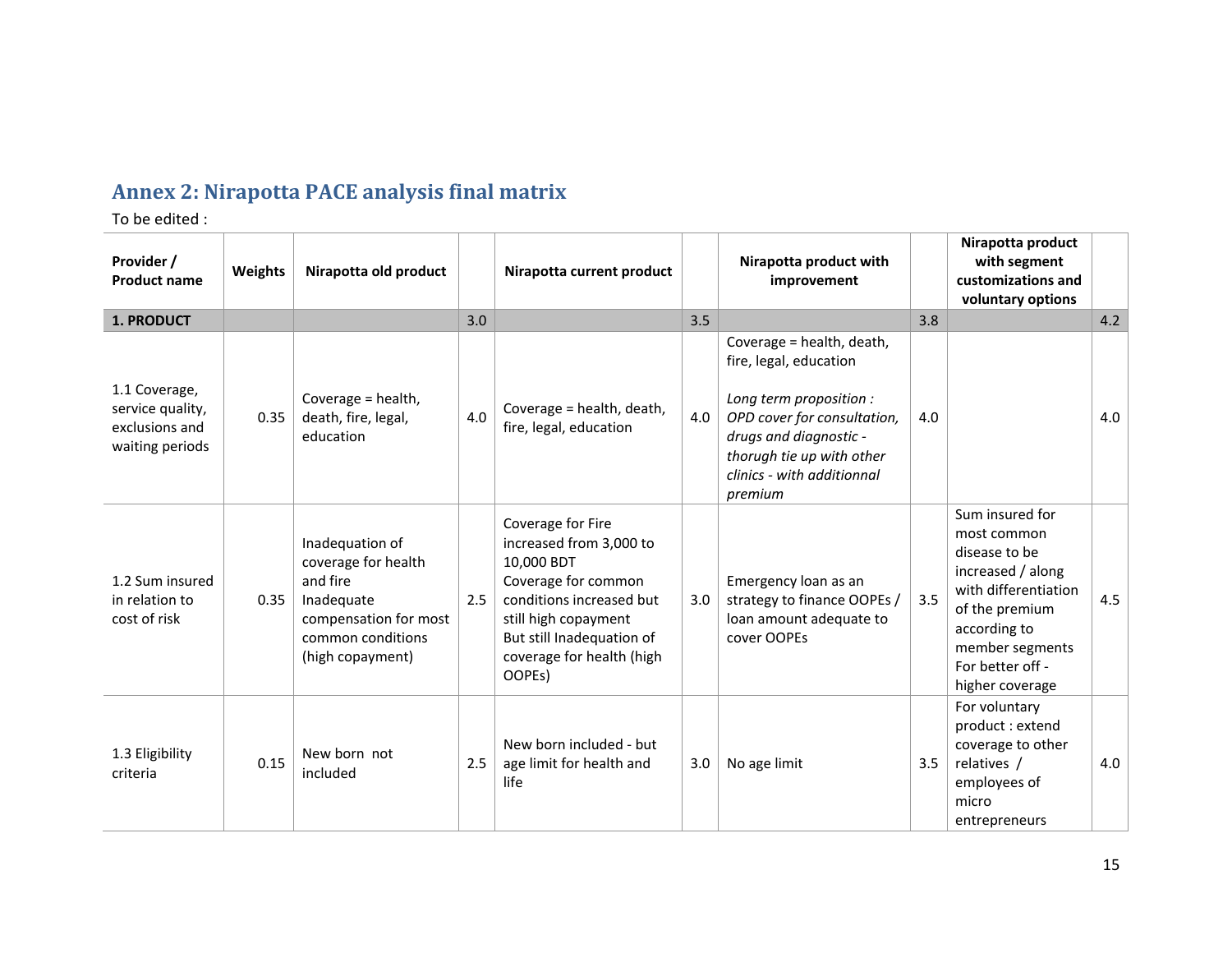## Annex 2: Nirapotta PACE analysis final matrix

To be edited :

| Provider / Product name | Weights | Nirapotta old product | | Nirapotta current product | | Nirapotta product with improvement | | Nirapotta product with segment customizations and voluntary options | |
|---|---|---|---|---|---|---|---|---|---|
| **1. PRODUCT** | | | 3.0 | | 3.5 | | 3.8 | | 4.2 |
| 1.1 Coverage, service quality, exclusions and waiting periods | 0.35 | Coverage = health, death, fire, legal, education | 4.0 | Coverage = health, death, fire, legal, education | 4.0 | Coverage = health, death, fire, legal, education<br><br>*Long term proposition : OPD cover for consultation, drugs and diagnostic - thorugh tie up with other clinics - with additionnal premium* | 4.0 | | 4.0 |
| 1.2 Sum insured in relation to cost of risk | 0.35 | Inadequation of coverage for health and fire<br>Inadequate compensation for most common conditions (high copayment) | 2.5 | Coverage for Fire increased from 3,000 to 10,000 BDT<br>Coverage for common conditions increased but still high copayment<br>But still Inadequation of coverage for health (high OOPEs) | 3.0 | Emergency loan as an strategy to finance OOPEs / loan amount adequate to cover OOPEs | 3.5 | Sum insured for most common disease to be increased / along with differentiation of the premium according to member segments<br>For better off - higher coverage | 4.5 |
| 1.3 Eligibility criteria | 0.15 | New born not included | 2.5 | New born included - but age limit for health and life | 3.0 | No age limit | 3.5 | For voluntary product : extend coverage to other relatives / employees of micro entrepreneurs | 4.0 |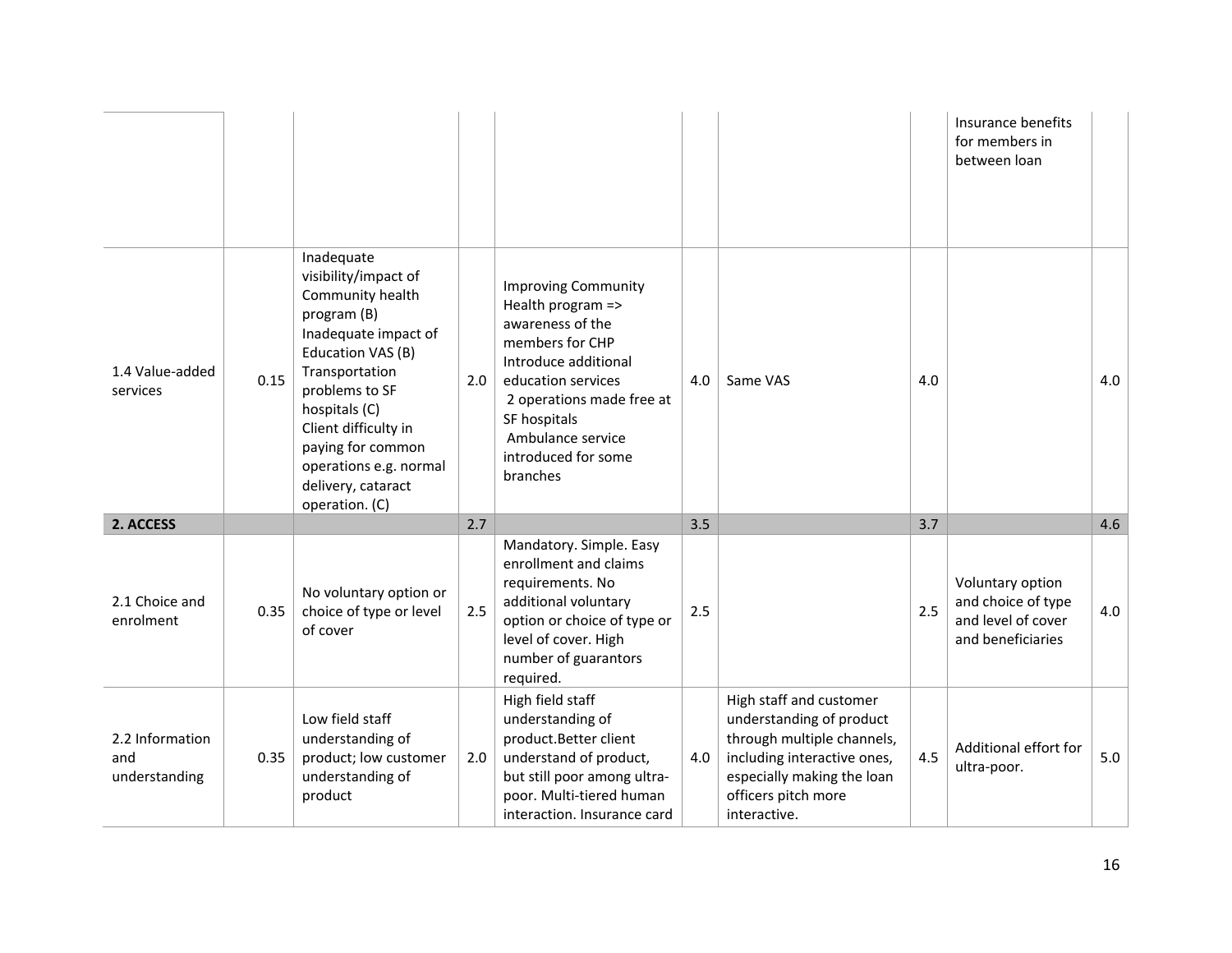| | | | | | | | | | |
|---|---|---|---|---|---|---|---|---|---|
| | | | | | | | | Insurance benefits for members in between loan | |
| 1.4 Value-added services | 0.15 | Inadequate visibility/impact of Community health program (B) Inadequate impact of Education VAS (B) Transportation problems to SF hospitals (C) Client difficulty in paying for common operations e.g. normal delivery, cataract operation. (C) | 2.0 | Improving Community Health program => awareness of the members for CHP Introduce additional education services 2 operations made free at SF hospitals Ambulance service introduced for some branches | 4.0 | Same VAS | 4.0 | | 4.0 |
| **2. ACCESS** | | | 2.7 | | 3.5 | | 3.7 | | 4.6 |
| 2.1 Choice and enrolment | 0.35 | No voluntary option or choice of type or level of cover | 2.5 | Mandatory. Simple. Easy enrollment and claims requirements. No additional voluntary option or choice of type or level of cover. High number of guarantors required. | 2.5 | | 2.5 | Voluntary option and choice of type and level of cover and beneficiaries | 4.0 |
| 2.2 Information and understanding | 0.35 | Low field staff understanding of product; low customer understanding of product | 2.0 | High field staff understanding of product.Better client understand of product, but still poor among ultra-poor. Multi-tiered human interaction. Insurance card | 4.0 | High staff and customer understanding of product through multiple channels, including interactive ones, especially making the loan officers pitch more interactive. | 4.5 | Additional effort for ultra-poor. | 5.0 |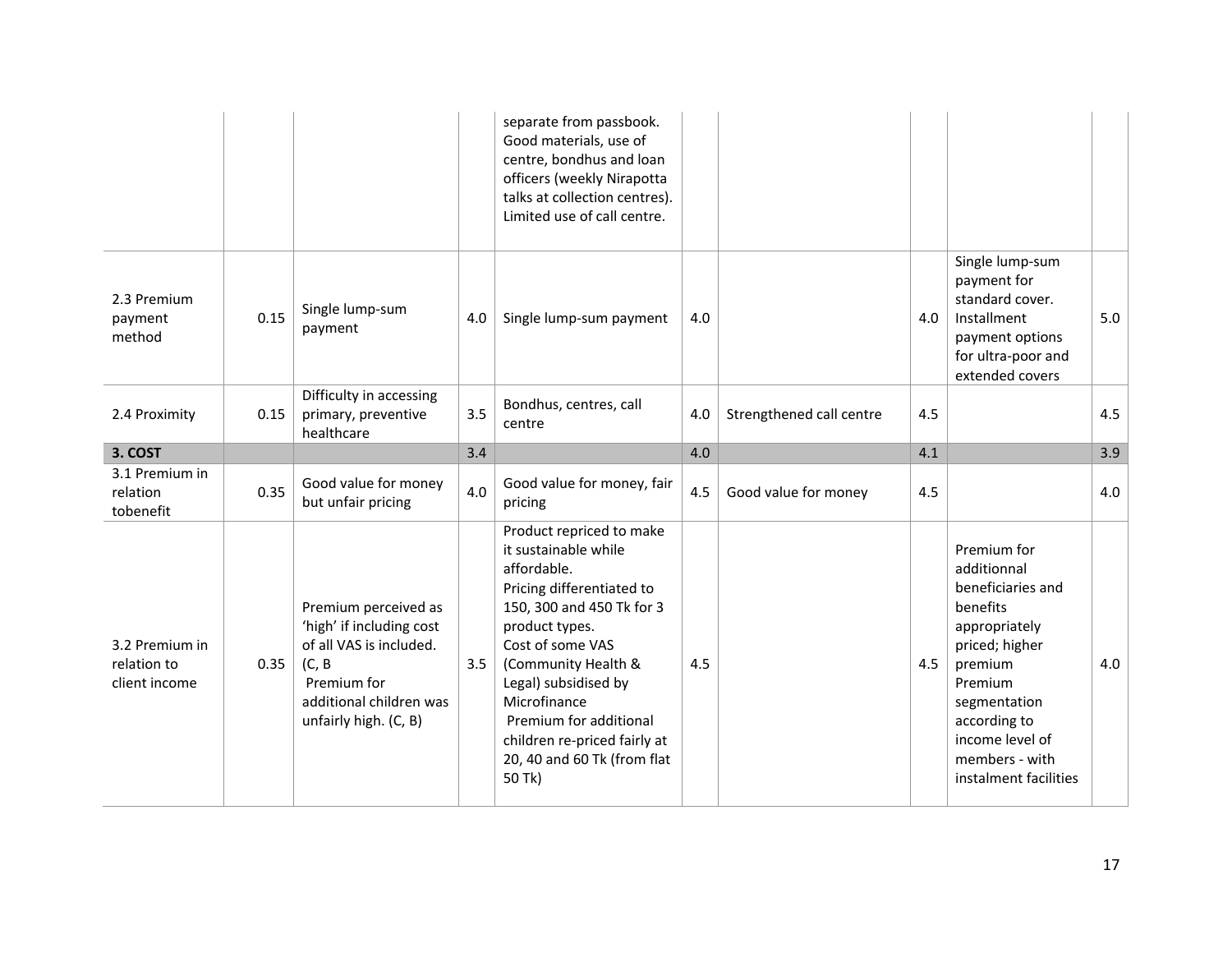| | | | | | | | | | |
|---|---|---|---|---|---|---|---|---|---|
| | | | | separate from passbook. Good materials, use of centre, bondhus and loan officers (weekly Nirapotta talks at collection centres). Limited use of call centre. | | | | | |
| 2.3 Premium payment method | 0.15 | Single lump-sum payment | 4.0 | Single lump-sum payment | 4.0 | | 4.0 | Single lump-sum payment for standard cover. Installment payment options for ultra-poor and extended covers | 5.0 |
| 2.4 Proximity | 0.15 | Difficulty in accessing primary, preventive healthcare | 3.5 | Bondhus, centres, call centre | 4.0 | Strengthened call centre | 4.5 | | 4.5 |
| **3. COST** | | | 3.4 | | 4.0 | | 4.1 | | 3.9 |
| 3.1 Premium in relation tobenefit | 0.35 | Good value for money but unfair pricing | 4.0 | Good value for money, fair pricing | 4.5 | Good value for money | 4.5 | | 4.0 |
| 3.2 Premium in relation to client income | 0.35 | Premium perceived as 'high' if including cost of all VAS is included. (C, B Premium for additional children was unfairly high. (C, B) | 3.5 | Product repriced to make it sustainable while affordable. Pricing differentiated to 150, 300 and 450 Tk for 3 product types. Cost of some VAS (Community Health & Legal) subsidised by Microfinance Premium for additional children re-priced fairly at 20, 40 and 60 Tk (from flat 50 Tk) | 4.5 | | 4.5 | Premium for additionnal beneficiaries and benefits appropriately priced; higher premium Premium segmentation according to income level of members - with instalment facilities | 4.0 |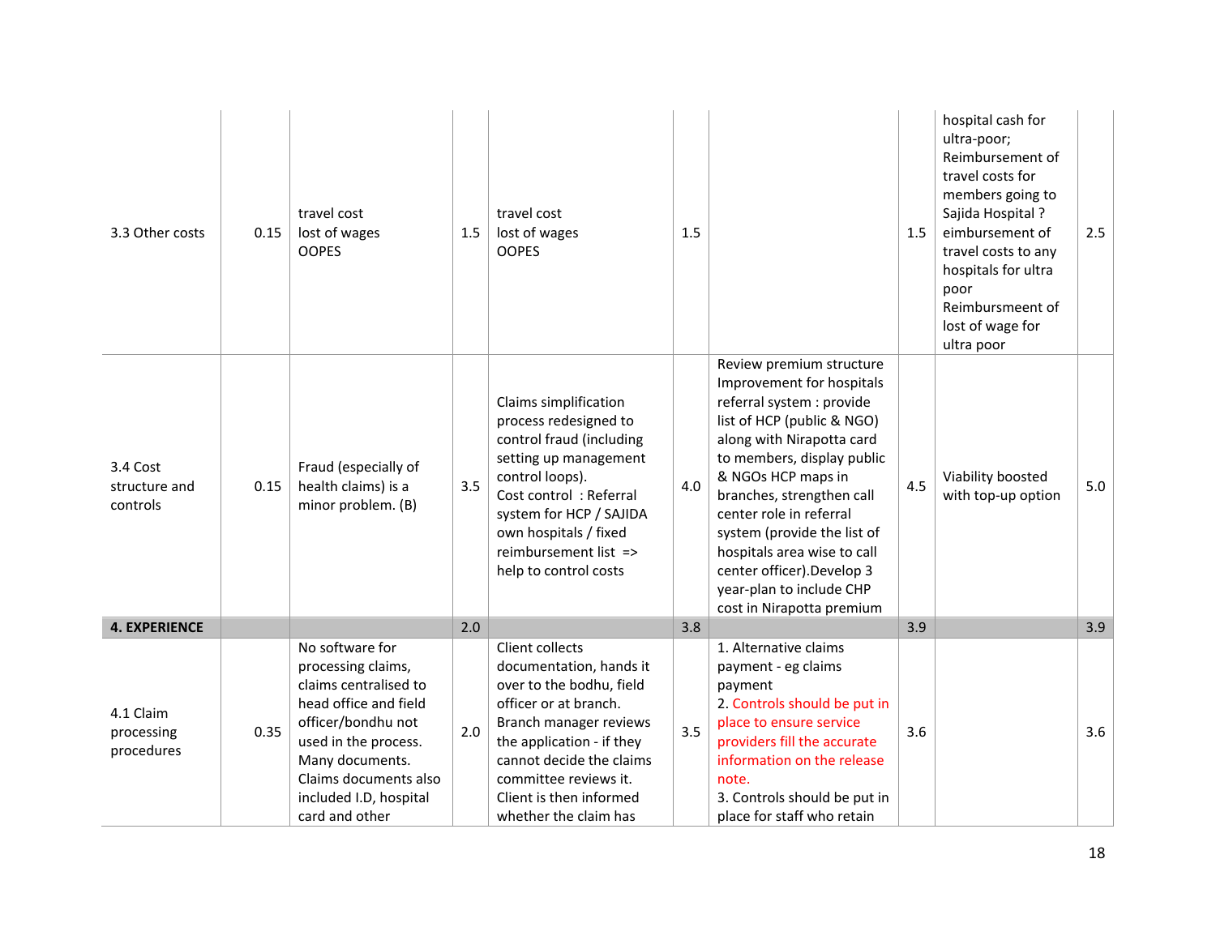| | | | | | | | | | |
|---|---|---|---|---|---|---|---|---|---|
| 3.3 Other costs | 0.15 | travel cost<br>lost of wages<br>OOPES | 1.5 | travel cost<br>lost of wages<br>OOPES | 1.5 | | 1.5 | hospital cash for ultra-poor;<br>Reimbursement of travel costs for members going to Sajida Hospital ?<br>eimbursement of travel costs to any hospitals for ultra poor<br>Reimbursmeent of lost of wage for ultra poor | 2.5 |
| 3.4 Cost structure and controls | 0.15 | Fraud (especially of health claims) is a minor problem. (B) | 3.5 | Claims simplification process redesigned to control fraud (including setting up management control loops).<br>Cost control : Referral system for HCP / SAJIDA own hospitals / fixed reimbursement list => help to control costs | 4.0 | Review premium structure<br>Improvement for hospitals referral system : provide list of HCP (public & NGO) along with Nirapotta card to members, display public & NGOs HCP maps in branches, strengthen call center role in referral system (provide the list of hospitals area wise to call center officer).Develop 3 year-plan to include CHP cost in Nirapotta premium | 4.5 | Viability boosted with top-up option | 5.0 |
| **4. EXPERIENCE** | | | 2.0 | | 3.8 | | 3.9 | | 3.9 |
| 4.1 Claim processing procedures | 0.35 | No software for processing claims, claims centralised to head office and field officer/bondhu not used in the process. Many documents. Claims documents also included I.D, hospital card and other | 2.0 | Client collects documentation, hands it over to the bodhu, field officer or at branch. Branch manager reviews the application - if they cannot decide the claims committee reviews it. Client is then informed whether the claim has | 3.5 | 1. Alternative claims payment - eg claims payment<br>2. Controls should be put in place to ensure service providers fill the accurate information on the release note.<br>3. Controls should be put in place for staff who retain | 3.6 | | 3.6 |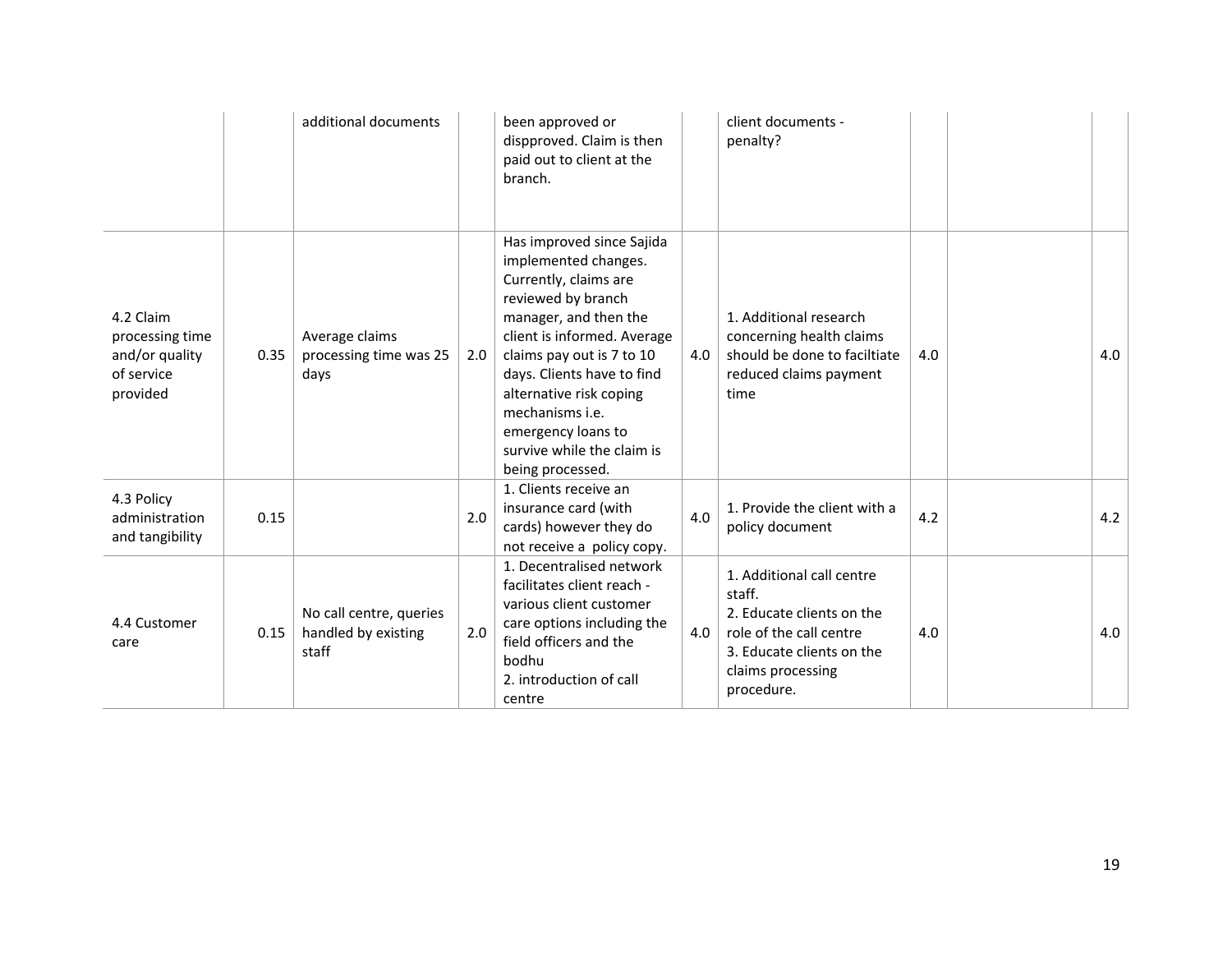| | | | | | | | | | |
|---|---|---|---|---|---|---|---|---|---|
| | | additional documents | | been approved or dispproved. Claim is then paid out to client at the branch. | | client documents - penalty? | | | |
| 4.2 Claim processing time and/or quality of service provided | 0.35 | Average claims processing time was 25 days | 2.0 | Has improved since Sajida implemented changes. Currently, claims are reviewed by branch manager, and then the client is informed. Average claims pay out is 7 to 10 days. Clients have to find alternative risk coping mechanisms i.e. emergency loans to survive while the claim is being processed. | 4.0 | 1. Additional research concerning health claims should be done to faciltiate reduced claims payment time | 4.0 | | 4.0 |
| 4.3 Policy administration and tangibility | 0.15 | | 2.0 | 1. Clients receive an insurance card (with cards) however they do not receive a policy copy. | 4.0 | 1. Provide the client with a policy document | 4.2 | | 4.2 |
| 4.4 Customer care | 0.15 | No call centre, queries handled by existing staff | 2.0 | 1. Decentralised network facilitates client reach - various client customer care options including the field officers and the bodhu<br>2. introduction of call centre | 4.0 | 1. Additional call centre staff.<br>2. Educate clients on the role of the call centre<br>3. Educate clients on the claims processing procedure. | 4.0 | | 4.0 |